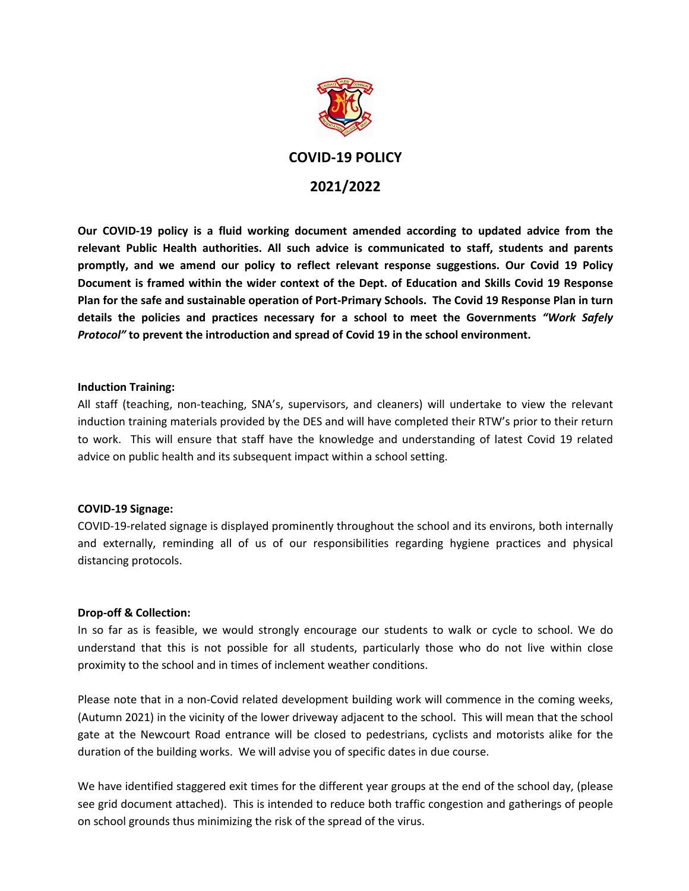# COVID-19 POLICY

# 2021/2022

**Our COVID-19 policy is a fluid working document amended according to updated advice from the relevant Public Health authorities. All such advice is communicated to staff, students and parents promptly, and we amend our policy to reflect relevant response suggestions. Our Covid 19 Policy Document is framed within the wider context of the Dept. of Education and Skills Covid 19 Response Plan for the safe and sustainable operation of Port-Primary Schools. The Covid 19 Response Plan in turn details the policies and practices necessary for a school to meet the Governments *"Work Safely Protocol"* to prevent the introduction and spread of Covid 19 in the school environment.**

**Induction Training:**

All staff (teaching, non-teaching, SNA's, supervisors, and cleaners) will undertake to view the relevant induction training materials provided by the DES and will have completed their RTW's prior to their return to work. This will ensure that staff have the knowledge and understanding of latest Covid 19 related advice on public health and its subsequent impact within a school setting.

**COVID-19 Signage:**

COVID-19-related signage is displayed prominently throughout the school and its environs, both internally and externally, reminding all of us of our responsibilities regarding hygiene practices and physical distancing protocols.

**Drop-off & Collection:**

In so far as is feasible, we would strongly encourage our students to walk or cycle to school. We do understand that this is not possible for all students, particularly those who do not live within close proximity to the school and in times of inclement weather conditions.

Please note that in a non-Covid related development building work will commence in the coming weeks, (Autumn 2021) in the vicinity of the lower driveway adjacent to the school. This will mean that the school gate at the Newcourt Road entrance will be closed to pedestrians, cyclists and motorists alike for the duration of the building works. We will advise you of specific dates in due course.

We have identified staggered exit times for the different year groups at the end of the school day, (please see grid document attached). This is intended to reduce both traffic congestion and gatherings of people on school grounds thus minimizing the risk of the spread of the virus.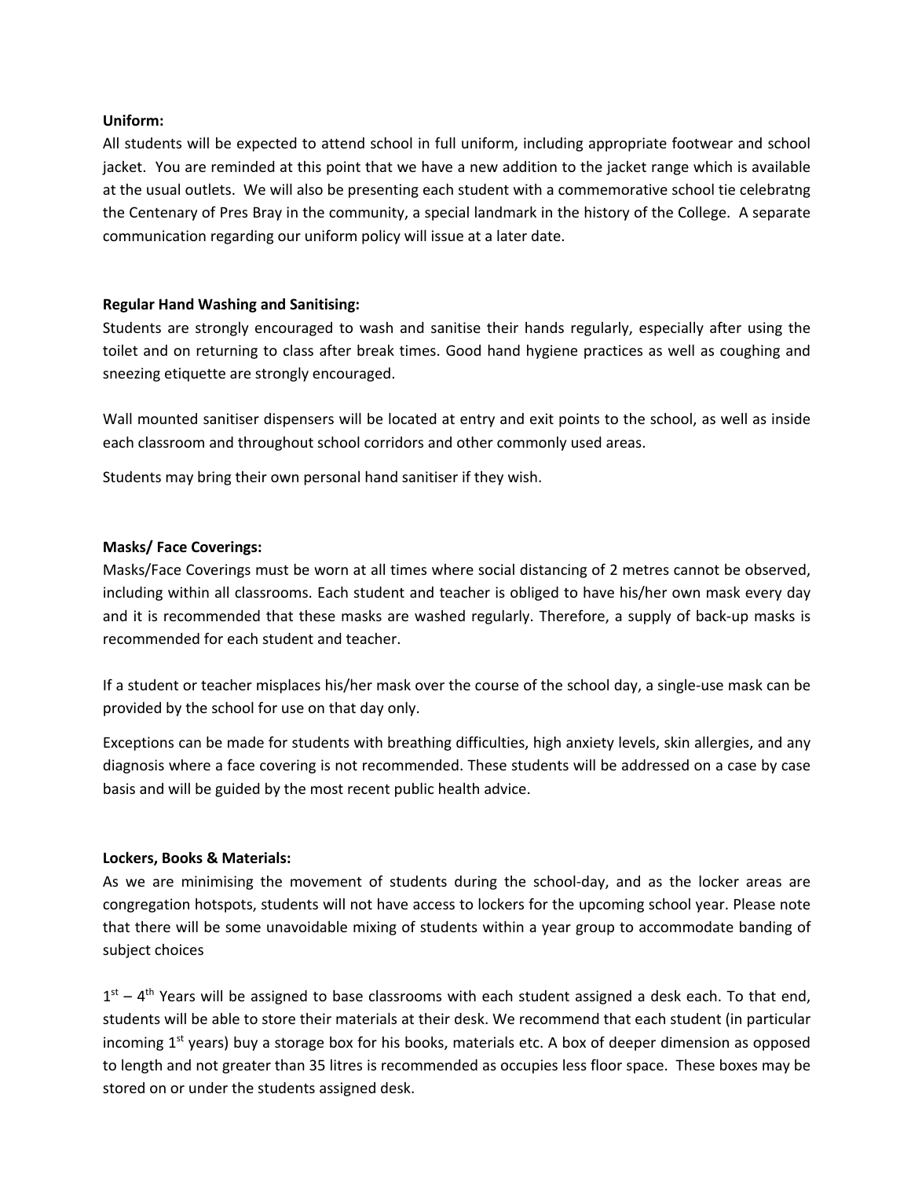**Uniform:**

All students will be expected to attend school in full uniform, including appropriate footwear and school jacket. You are reminded at this point that we have a new addition to the jacket range which is available at the usual outlets. We will also be presenting each student with a commemorative school tie celebratng the Centenary of Pres Bray in the community, a special landmark in the history of the College. A separate communication regarding our uniform policy will issue at a later date.

**Regular Hand Washing and Sanitising:**

Students are strongly encouraged to wash and sanitise their hands regularly, especially after using the toilet and on returning to class after break times. Good hand hygiene practices as well as coughing and sneezing etiquette are strongly encouraged.

Wall mounted sanitiser dispensers will be located at entry and exit points to the school, as well as inside each classroom and throughout school corridors and other commonly used areas.

Students may bring their own personal hand sanitiser if they wish.

**Masks/ Face Coverings:**

Masks/Face Coverings must be worn at all times where social distancing of 2 metres cannot be observed, including within all classrooms. Each student and teacher is obliged to have his/her own mask every day and it is recommended that these masks are washed regularly. Therefore, a supply of back-up masks is recommended for each student and teacher.

If a student or teacher misplaces his/her mask over the course of the school day, a single-use mask can be provided by the school for use on that day only.

Exceptions can be made for students with breathing difficulties, high anxiety levels, skin allergies, and any diagnosis where a face covering is not recommended. These students will be addressed on a case by case basis and will be guided by the most recent public health advice.

**Lockers, Books & Materials:**

As we are minimising the movement of students during the school-day, and as the locker areas are congregation hotspots, students will not have access to lockers for the upcoming school year. Please note that there will be some unavoidable mixing of students within a year group to accommodate banding of subject choices

1st – 4th Years will be assigned to base classrooms with each student assigned a desk each. To that end, students will be able to store their materials at their desk. We recommend that each student (in particular incoming 1st years) buy a storage box for his books, materials etc. A box of deeper dimension as opposed to length and not greater than 35 litres is recommended as occupies less floor space. These boxes may be stored on or under the students assigned desk.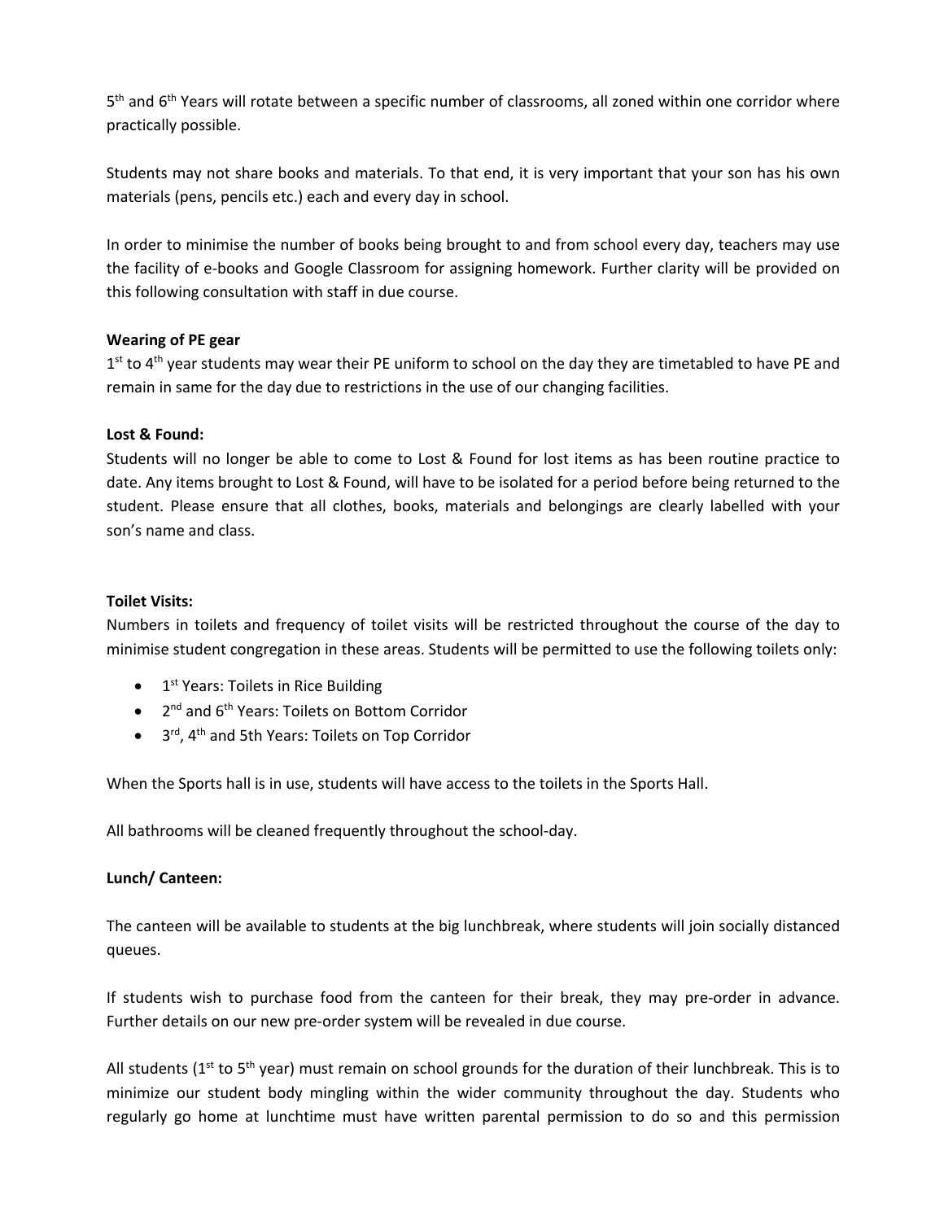5th and 6th Years will rotate between a specific number of classrooms, all zoned within one corridor where practically possible.

Students may not share books and materials. To that end, it is very important that your son has his own materials (pens, pencils etc.) each and every day in school.

In order to minimise the number of books being brought to and from school every day, teachers may use the facility of e-books and Google Classroom for assigning homework. Further clarity will be provided on this following consultation with staff in due course.

**Wearing of PE gear**
1st to 4th year students may wear their PE uniform to school on the day they are timetabled to have PE and remain in same for the day due to restrictions in the use of our changing facilities.

**Lost & Found:**
Students will no longer be able to come to Lost & Found for lost items as has been routine practice to date. Any items brought to Lost & Found, will have to be isolated for a period before being returned to the student. Please ensure that all clothes, books, materials and belongings are clearly labelled with your son's name and class.

**Toilet Visits:**
Numbers in toilets and frequency of toilet visits will be restricted throughout the course of the day to minimise student congregation in these areas. Students will be permitted to use the following toilets only:

- 1st Years: Toilets in Rice Building
- 2nd and 6th Years: Toilets on Bottom Corridor
- 3rd, 4th and 5th Years: Toilets on Top Corridor

When the Sports hall is in use, students will have access to the toilets in the Sports Hall.

All bathrooms will be cleaned frequently throughout the school-day.

**Lunch/ Canteen:**

The canteen will be available to students at the big lunchbreak, where students will join socially distanced queues.

If students wish to purchase food from the canteen for their break, they may pre-order in advance. Further details on our new pre-order system will be revealed in due course.

All students (1st to 5th year) must remain on school grounds for the duration of their lunchbreak. This is to minimize our student body mingling within the wider community throughout the day. Students who regularly go home at lunchtime must have written parental permission to do so and this permission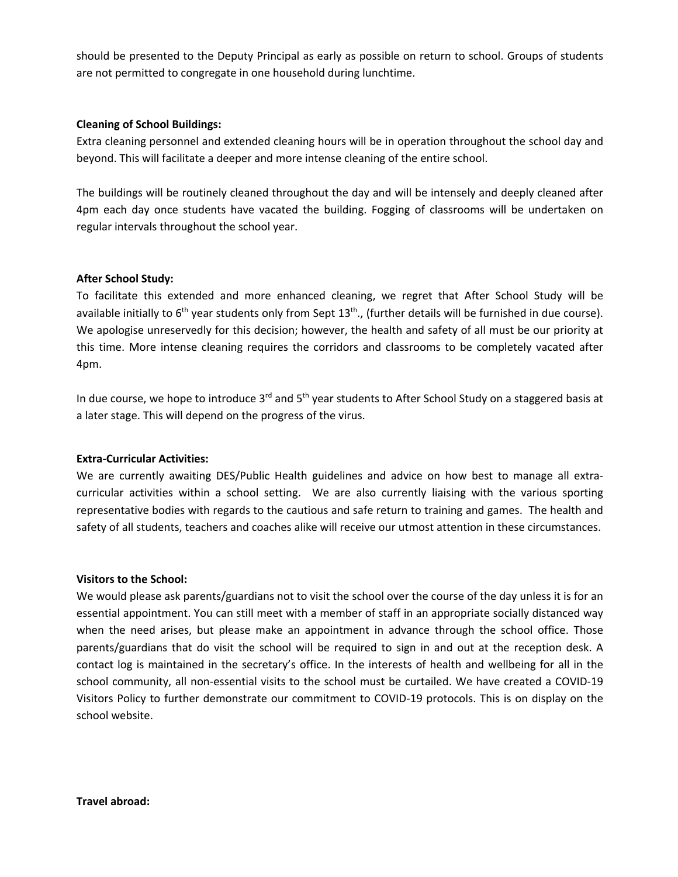should be presented to the Deputy Principal as early as possible on return to school. Groups of students are not permitted to congregate in one household during lunchtime.

**Cleaning of School Buildings:**

Extra cleaning personnel and extended cleaning hours will be in operation throughout the school day and beyond. This will facilitate a deeper and more intense cleaning of the entire school.

The buildings will be routinely cleaned throughout the day and will be intensely and deeply cleaned after 4pm each day once students have vacated the building. Fogging of classrooms will be undertaken on regular intervals throughout the school year.

**After School Study:**

To facilitate this extended and more enhanced cleaning, we regret that After School Study will be available initially to 6th year students only from Sept 13th., (further details will be furnished in due course). We apologise unreservedly for this decision; however, the health and safety of all must be our priority at this time. More intense cleaning requires the corridors and classrooms to be completely vacated after 4pm.

In due course, we hope to introduce 3rd and 5th year students to After School Study on a staggered basis at a later stage. This will depend on the progress of the virus.

**Extra-Curricular Activities:**

We are currently awaiting DES/Public Health guidelines and advice on how best to manage all extra-curricular activities within a school setting. We are also currently liaising with the various sporting representative bodies with regards to the cautious and safe return to training and games. The health and safety of all students, teachers and coaches alike will receive our utmost attention in these circumstances.

**Visitors to the School:**

We would please ask parents/guardians not to visit the school over the course of the day unless it is for an essential appointment. You can still meet with a member of staff in an appropriate socially distanced way when the need arises, but please make an appointment in advance through the school office. Those parents/guardians that do visit the school will be required to sign in and out at the reception desk. A contact log is maintained in the secretary's office. In the interests of health and wellbeing for all in the school community, all non-essential visits to the school must be curtailed. We have created a COVID-19 Visitors Policy to further demonstrate our commitment to COVID-19 protocols. This is on display on the school website.

**Travel abroad:**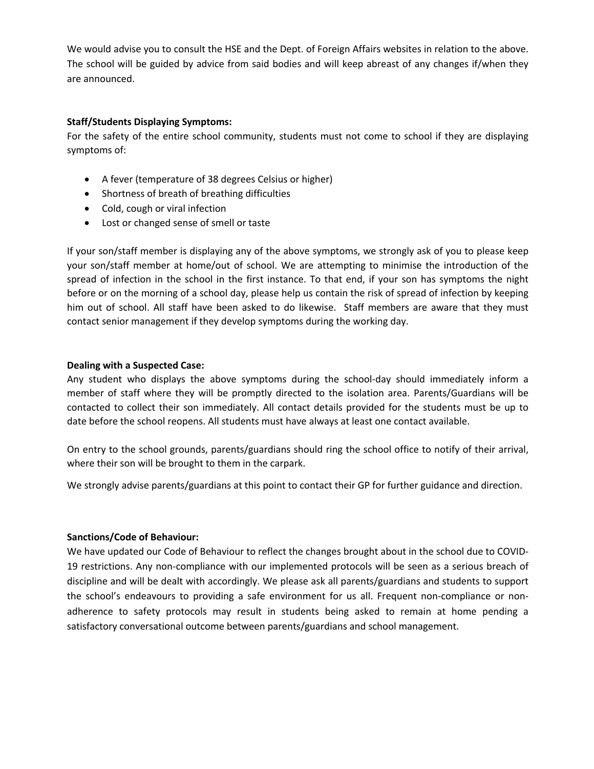We would advise you to consult the HSE and the Dept. of Foreign Affairs websites in relation to the above. The school will be guided by advice from said bodies and will keep abreast of any changes if/when they are announced.

**Staff/Students Displaying Symptoms:**

For the safety of the entire school community, students must not come to school if they are displaying symptoms of:

- A fever (temperature of 38 degrees Celsius or higher)
- Shortness of breath of breathing difficulties
- Cold, cough or viral infection
- Lost or changed sense of smell or taste

If your son/staff member is displaying any of the above symptoms, we strongly ask of you to please keep your son/staff member at home/out of school. We are attempting to minimise the introduction of the spread of infection in the school in the first instance. To that end, if your son has symptoms the night before or on the morning of a school day, please help us contain the risk of spread of infection by keeping him out of school. All staff have been asked to do likewise. Staff members are aware that they must contact senior management if they develop symptoms during the working day.

**Dealing with a Suspected Case:**

Any student who displays the above symptoms during the school-day should immediately inform a member of staff where they will be promptly directed to the isolation area. Parents/Guardians will be contacted to collect their son immediately. All contact details provided for the students must be up to date before the school reopens. All students must have always at least one contact available.

On entry to the school grounds, parents/guardians should ring the school office to notify of their arrival, where their son will be brought to them in the carpark.

We strongly advise parents/guardians at this point to contact their GP for further guidance and direction.

**Sanctions/Code of Behaviour:**

We have updated our Code of Behaviour to reflect the changes brought about in the school due to COVID-19 restrictions. Any non-compliance with our implemented protocols will be seen as a serious breach of discipline and will be dealt with accordingly. We please ask all parents/guardians and students to support the school's endeavours to providing a safe environment for us all. Frequent non-compliance or non-adherence to safety protocols may result in students being asked to remain at home pending a satisfactory conversational outcome between parents/guardians and school management.